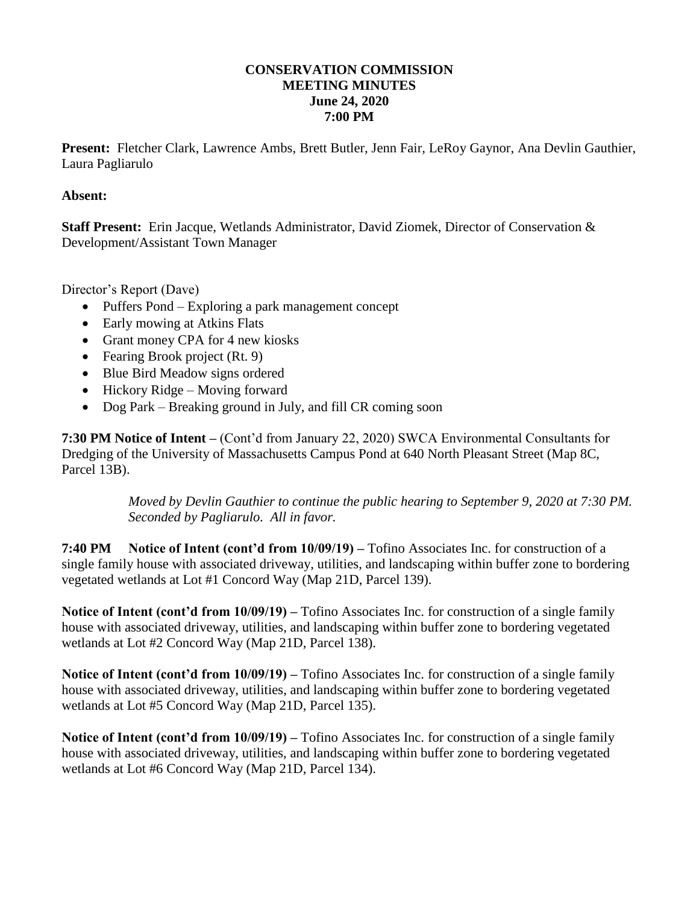**CONSERVATION COMMISSION**
**MEETING MINUTES**
**June 24, 2020**
**7:00 PM**

**Present:** Fletcher Clark, Lawrence Ambs, Brett Butler, Jenn Fair, LeRoy Gaynor, Ana Devlin Gauthier, Laura Pagliarulo

**Absent:**

**Staff Present:** Erin Jacque, Wetlands Administrator, David Ziomek, Director of Conservation & Development/Assistant Town Manager

Director's Report (Dave)

- Puffers Pond – Exploring a park management concept
- Early mowing at Atkins Flats
- Grant money CPA for 4 new kiosks
- Fearing Brook project (Rt. 9)
- Blue Bird Meadow signs ordered
- Hickory Ridge – Moving forward
- Dog Park – Breaking ground in July, and fill CR coming soon

**7:30 PM Notice of Intent –** (Cont'd from January 22, 2020) SWCA Environmental Consultants for Dredging of the University of Massachusetts Campus Pond at 640 North Pleasant Street (Map 8C, Parcel 13B).

> *Moved by Devlin Gauthier to continue the public hearing to September 9, 2020 at 7:30 PM. Seconded by Pagliarulo. All in favor.*

**7:40 PM Notice of Intent (cont'd from 10/09/19) –** Tofino Associates Inc. for construction of a single family house with associated driveway, utilities, and landscaping within buffer zone to bordering vegetated wetlands at Lot #1 Concord Way (Map 21D, Parcel 139).

**Notice of Intent (cont'd from 10/09/19) –** Tofino Associates Inc. for construction of a single family house with associated driveway, utilities, and landscaping within buffer zone to bordering vegetated wetlands at Lot #2 Concord Way (Map 21D, Parcel 138).

**Notice of Intent (cont'd from 10/09/19) –** Tofino Associates Inc. for construction of a single family house with associated driveway, utilities, and landscaping within buffer zone to bordering vegetated wetlands at Lot #5 Concord Way (Map 21D, Parcel 135).

**Notice of Intent (cont'd from 10/09/19) –** Tofino Associates Inc. for construction of a single family house with associated driveway, utilities, and landscaping within buffer zone to bordering vegetated wetlands at Lot #6 Concord Way (Map 21D, Parcel 134).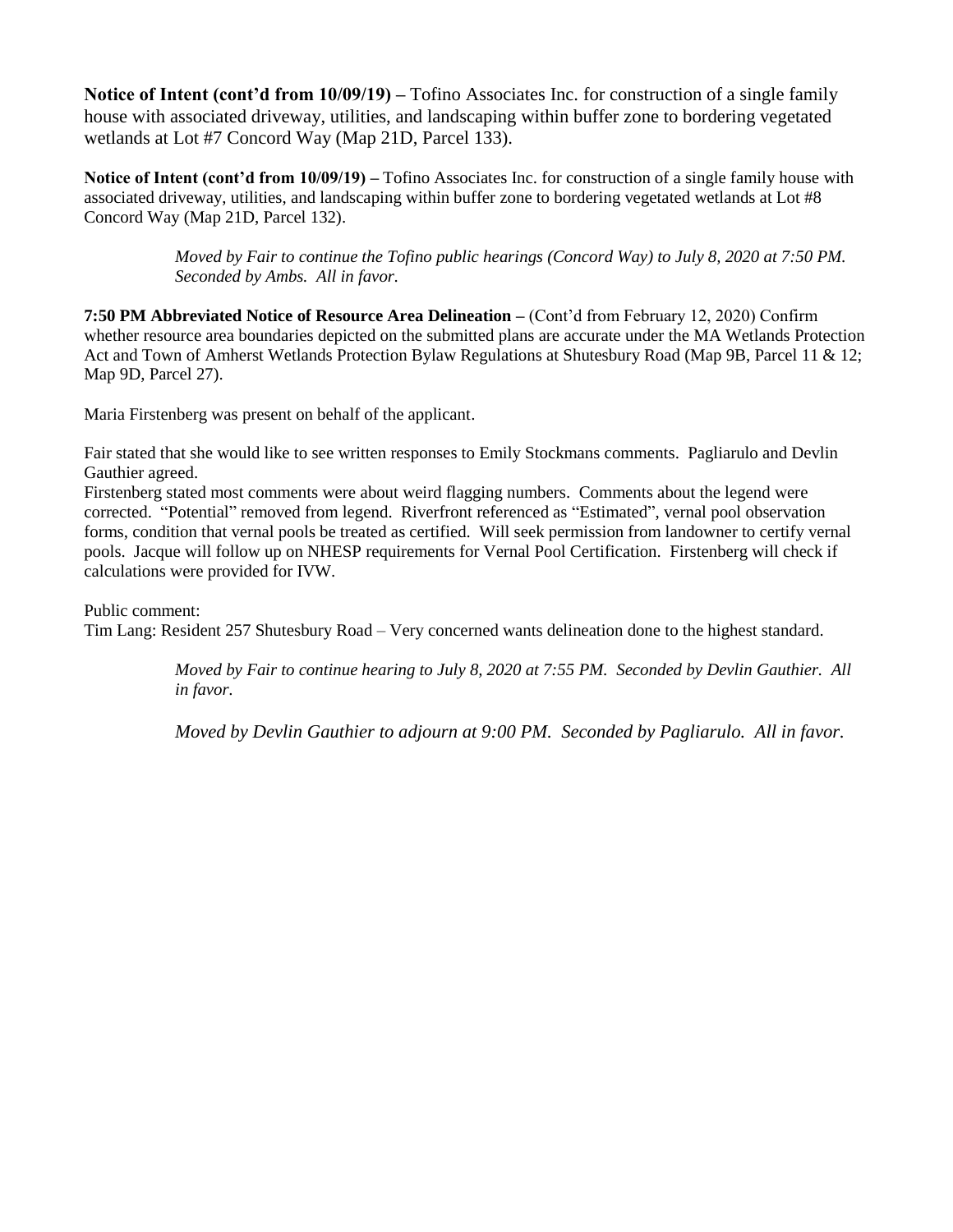**Notice of Intent (cont'd from 10/09/19) –** Tofino Associates Inc. for construction of a single family house with associated driveway, utilities, and landscaping within buffer zone to bordering vegetated wetlands at Lot #7 Concord Way (Map 21D, Parcel 133).

**Notice of Intent (cont'd from 10/09/19) –** Tofino Associates Inc. for construction of a single family house with associated driveway, utilities, and landscaping within buffer zone to bordering vegetated wetlands at Lot #8 Concord Way (Map 21D, Parcel 132).

> *Moved by Fair to continue the Tofino public hearings (Concord Way) to July 8, 2020 at 7:50 PM. Seconded by Ambs. All in favor.*

**7:50 PM Abbreviated Notice of Resource Area Delineation –** (Cont'd from February 12, 2020) Confirm whether resource area boundaries depicted on the submitted plans are accurate under the MA Wetlands Protection Act and Town of Amherst Wetlands Protection Bylaw Regulations at Shutesbury Road (Map 9B, Parcel 11 & 12; Map 9D, Parcel 27).

Maria Firstenberg was present on behalf of the applicant.

Fair stated that she would like to see written responses to Emily Stockmans comments. Pagliarulo and Devlin Gauthier agreed.

Firstenberg stated most comments were about weird flagging numbers. Comments about the legend were corrected. "Potential" removed from legend. Riverfront referenced as "Estimated", vernal pool observation forms, condition that vernal pools be treated as certified. Will seek permission from landowner to certify vernal pools. Jacque will follow up on NHESP requirements for Vernal Pool Certification. Firstenberg will check if calculations were provided for IVW.

Public comment:

Tim Lang: Resident 257 Shutesbury Road – Very concerned wants delineation done to the highest standard.

> *Moved by Fair to continue hearing to July 8, 2020 at 7:55 PM. Seconded by Devlin Gauthier. All in favor.*

> *Moved by Devlin Gauthier to adjourn at 9:00 PM. Seconded by Pagliarulo. All in favor.*